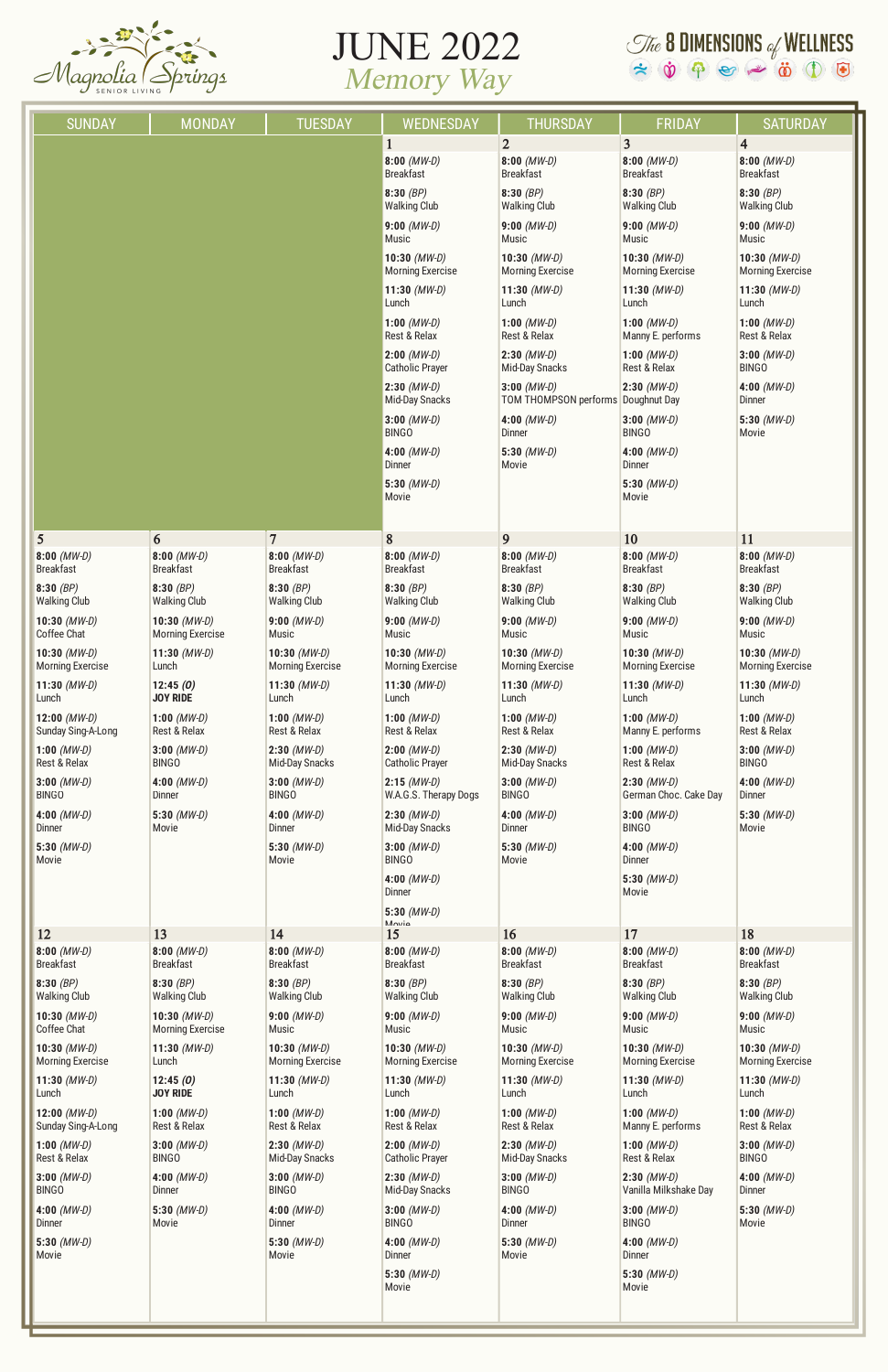Magnolia Springs SENIOR LIVING

# JUNE 2022

## Memory Way

The 8 DIMENSIONS of WELLNESS

| SUNDAY | MONDAY | TUESDAY | WEDNESDAY | THURSDAY | FRIDAY | SATURDAY |
|---|---|---|---|---|---|---|
| | | | **1**<br>**8:00** *(MW-D)* Breakfast<br>**8:30** *(BP)* Walking Club<br>**9:00** *(MW-D)* Music<br>**10:30** *(MW-D)* Morning Exercise<br>**11:30** *(MW-D)* Lunch<br>**1:00** *(MW-D)* Rest & Relax<br>**2:00** *(MW-D)* Catholic Prayer<br>**2:30** *(MW-D)* Mid-Day Snacks<br>**3:00** *(MW-D)* BINGO<br>**4:00** *(MW-D)* Dinner<br>**5:30** *(MW-D)* Movie | **2**<br>**8:00** *(MW-D)* Breakfast<br>**8:30** *(BP)* Walking Club<br>**9:00** *(MW-D)* Music<br>**10:30** *(MW-D)* Morning Exercise<br>**11:30** *(MW-D)* Lunch<br>**1:00** *(MW-D)* Rest & Relax<br>**2:30** *(MW-D)* Mid-Day Snacks<br>**3:00** *(MW-D)* TOM THOMPSON performs<br>**4:00** *(MW-D)* Dinner<br>**5:30** *(MW-D)* Movie | **3**<br>**8:00** *(MW-D)* Breakfast<br>**8:30** *(BP)* Walking Club<br>**9:00** *(MW-D)* Music<br>**10:30** *(MW-D)* Morning Exercise<br>**11:30** *(MW-D)* Lunch<br>**1:00** *(MW-D)* Manny E. performs<br>**1:00** *(MW-D)* Rest & Relax<br>**2:30** *(MW-D)* Doughnut Day<br>**3:00** *(MW-D)* BINGO<br>**4:00** *(MW-D)* Dinner<br>**5:30** *(MW-D)* Movie | **4**<br>**8:00** *(MW-D)* Breakfast<br>**8:30** *(BP)* Walking Club<br>**9:00** *(MW-D)* Music<br>**10:30** *(MW-D)* Morning Exercise<br>**11:30** *(MW-D)* Lunch<br>**1:00** *(MW-D)* Rest & Relax<br>**3:00** *(MW-D)* BINGO<br>**4:00** *(MW-D)* Dinner<br>**5:30** *(MW-D)* Movie |
| **5**<br>**8:00** *(MW-D)* Breakfast<br>**8:30** *(BP)* Walking Club<br>**10:30** *(MW-D)* Coffee Chat<br>**10:30** *(MW-D)* Morning Exercise<br>**11:30** *(MW-D)* Lunch<br>**12:00** *(MW-D)* Sunday Sing-A-Long<br>**1:00** *(MW-D)* Rest & Relax<br>**3:00** *(MW-D)* BINGO<br>**4:00** *(MW-D)* Dinner<br>**5:30** *(MW-D)* Movie | **6**<br>**8:00** *(MW-D)* Breakfast<br>**8:30** *(BP)* Walking Club<br>**10:30** *(MW-D)* Morning Exercise<br>**11:30** *(MW-D)* Lunch<br>**12:45** *(O)* **JOY RIDE**<br>**1:00** *(MW-D)* Rest & Relax<br>**3:00** *(MW-D)* BINGO<br>**4:00** *(MW-D)* Dinner<br>**5:30** *(MW-D)* Movie | **7**<br>**8:00** *(MW-D)* Breakfast<br>**8:30** *(BP)* Walking Club<br>**9:00** *(MW-D)* Music<br>**10:30** *(MW-D)* Morning Exercise<br>**11:30** *(MW-D)* Lunch<br>**1:00** *(MW-D)* Rest & Relax<br>**2:30** *(MW-D)* Mid-Day Snacks<br>**3:00** *(MW-D)* BINGO<br>**4:00** *(MW-D)* Dinner<br>**5:30** *(MW-D)* Movie | **8**<br>**8:00** *(MW-D)* Breakfast<br>**8:30** *(BP)* Walking Club<br>**9:00** *(MW-D)* Music<br>**10:30** *(MW-D)* Morning Exercise<br>**11:30** *(MW-D)* Lunch<br>**1:00** *(MW-D)* Rest & Relax<br>**2:00** *(MW-D)* Catholic Prayer<br>**2:15** *(MW-D)* W.A.G.S. Therapy Dogs<br>**2:30** *(MW-D)* Mid-Day Snacks<br>**3:00** *(MW-D)* BINGO<br>**4:00** *(MW-D)* Dinner<br>**5:30** *(MW-D)* Movie | **9**<br>**8:00** *(MW-D)* Breakfast<br>**8:30** *(BP)* Walking Club<br>**9:00** *(MW-D)* Music<br>**10:30** *(MW-D)* Morning Exercise<br>**11:30** *(MW-D)* Lunch<br>**1:00** *(MW-D)* Rest & Relax<br>**2:30** *(MW-D)* Mid-Day Snacks<br>**3:00** *(MW-D)* BINGO<br>**4:00** *(MW-D)* Dinner<br>**5:30** *(MW-D)* Movie | **10**<br>**8:00** *(MW-D)* Breakfast<br>**8:30** *(BP)* Walking Club<br>**9:00** *(MW-D)* Music<br>**10:30** *(MW-D)* Morning Exercise<br>**11:30** *(MW-D)* Lunch<br>**1:00** *(MW-D)* Manny E. performs<br>**1:00** *(MW-D)* Rest & Relax<br>**2:30** *(MW-D)* German Choc. Cake Day<br>**3:00** *(MW-D)* BINGO<br>**4:00** *(MW-D)* Dinner<br>**5:30** *(MW-D)* Movie | **11**<br>**8:00** *(MW-D)* Breakfast<br>**8:30** *(BP)* Walking Club<br>**9:00** *(MW-D)* Music<br>**10:30** *(MW-D)* Morning Exercise<br>**11:30** *(MW-D)* Lunch<br>**1:00** *(MW-D)* Rest & Relax<br>**3:00** *(MW-D)* BINGO<br>**4:00** *(MW-D)* Dinner<br>**5:30** *(MW-D)* Movie |
| **12**<br>**8:00** *(MW-D)* Breakfast<br>**8:30** *(BP)* Walking Club<br>**10:30** *(MW-D)* Coffee Chat<br>**10:30** *(MW-D)* Morning Exercise<br>**11:30** *(MW-D)* Lunch<br>**12:00** *(MW-D)* Sunday Sing-A-Long<br>**1:00** *(MW-D)* Rest & Relax<br>**3:00** *(MW-D)* BINGO<br>**4:00** *(MW-D)* Dinner<br>**5:30** *(MW-D)* Movie | **13**<br>**8:00** *(MW-D)* Breakfast<br>**8:30** *(BP)* Walking Club<br>**10:30** *(MW-D)* Morning Exercise<br>**11:30** *(MW-D)* Lunch<br>**12:45** *(O)* **JOY RIDE**<br>**1:00** *(MW-D)* Rest & Relax<br>**3:00** *(MW-D)* BINGO<br>**4:00** *(MW-D)* Dinner<br>**5:30** *(MW-D)* Movie | **14**<br>**8:00** *(MW-D)* Breakfast<br>**8:30** *(BP)* Walking Club<br>**9:00** *(MW-D)* Music<br>**10:30** *(MW-D)* Morning Exercise<br>**11:30** *(MW-D)* Lunch<br>**1:00** *(MW-D)* Rest & Relax<br>**2:30** *(MW-D)* Mid-Day Snacks<br>**3:00** *(MW-D)* BINGO<br>**4:00** *(MW-D)* Dinner<br>**5:30** *(MW-D)* Movie | **15**<br>**8:00** *(MW-D)* Breakfast<br>**8:30** *(BP)* Walking Club<br>**9:00** *(MW-D)* Music<br>**10:30** *(MW-D)* Morning Exercise<br>**11:30** *(MW-D)* Lunch<br>**1:00** *(MW-D)* Rest & Relax<br>**2:00** *(MW-D)* Catholic Prayer<br>**2:30** *(MW-D)* Mid-Day Snacks<br>**3:00** *(MW-D)* BINGO<br>**4:00** *(MW-D)* Dinner<br>**5:30** *(MW-D)* Movie | **16**<br>**8:00** *(MW-D)* Breakfast<br>**8:30** *(BP)* Walking Club<br>**9:00** *(MW-D)* Music<br>**10:30** *(MW-D)* Morning Exercise<br>**11:30** *(MW-D)* Lunch<br>**1:00** *(MW-D)* Rest & Relax<br>**2:30** *(MW-D)* Mid-Day Snacks<br>**3:00** *(MW-D)* BINGO<br>**4:00** *(MW-D)* Dinner<br>**5:30** *(MW-D)* Movie | **17**<br>**8:00** *(MW-D)* Breakfast<br>**8:30** *(BP)* Walking Club<br>**9:00** *(MW-D)* Music<br>**10:30** *(MW-D)* Morning Exercise<br>**11:30** *(MW-D)* Lunch<br>**1:00** *(MW-D)* Manny E. performs<br>**1:00** *(MW-D)* Rest & Relax<br>**2:30** *(MW-D)* Vanilla Milkshake Day<br>**3:00** *(MW-D)* BINGO<br>**4:00** *(MW-D)* Dinner<br>**5:30** *(MW-D)* Movie | **18**<br>**8:00** *(MW-D)* Breakfast<br>**8:30** *(BP)* Walking Club<br>**9:00** *(MW-D)* Music<br>**10:30** *(MW-D)* Morning Exercise<br>**11:30** *(MW-D)* Lunch<br>**1:00** *(MW-D)* Rest & Relax<br>**3:00** *(MW-D)* BINGO<br>**4:00** *(MW-D)* Dinner<br>**5:30** *(MW-D)* Movie |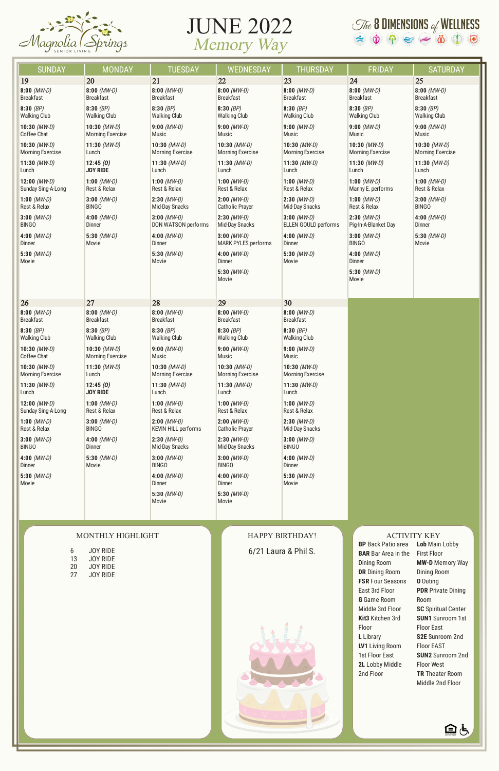# JUNE 2022

## Memory Way

Magnolia Springs SENIOR LIVING

The 8 DIMENSIONS of WELLNESS

| SUNDAY | MONDAY | TUESDAY | WEDNESDAY | THURSDAY | FRIDAY | SATURDAY |
|---|---|---|---|---|---|---|
| **19**<br>**8:00** *(MW-D)* Breakfast<br>**8:30** *(BP)* Walking Club<br>**10:30** *(MW-D)* Coffee Chat<br>**10:30** *(MW-D)* Morning Exercise<br>**11:30** *(MW-D)* Lunch<br>**12:00** *(MW-D)* Sunday Sing-A-Long<br>**1:00** *(MW-D)* Rest & Relax<br>**3:00** *(MW-D)* BINGO<br>**4:00** *(MW-D)* Dinner<br>**5:30** *(MW-D)* Movie | **20**<br>**8:00** *(MW-D)* Breakfast<br>**8:30** *(BP)* Walking Club<br>**10:30** *(MW-D)* Morning Exercise<br>**11:30** *(MW-D)* Lunch<br>**12:45** *(O)* **JOY RIDE**<br>**1:00** *(MW-D)* Rest & Relax<br>**3:00** *(MW-D)* BINGO<br>**4:00** *(MW-D)* Dinner<br>**5:30** *(MW-D)* Movie | **21**<br>**8:00** *(MW-D)* Breakfast<br>**8:30** *(BP)* Walking Club<br>**9:00** *(MW-D)* Music<br>**10:30** *(MW-D)* Morning Exercise<br>**11:30** *(MW-D)* Lunch<br>**1:00** *(MW-D)* Rest & Relax<br>**2:30** *(MW-D)* Mid-Day Snacks<br>**3:00** *(MW-D)* DON WATSON performs<br>**4:00** *(MW-D)* Dinner<br>**5:30** *(MW-D)* Movie | **22**<br>**8:00** *(MW-D)* Breakfast<br>**8:30** *(BP)* Walking Club<br>**9:00** *(MW-D)* Music<br>**10:30** *(MW-D)* Morning Exercise<br>**11:30** *(MW-D)* Lunch<br>**1:00** *(MW-D)* Rest & Relax<br>**2:00** *(MW-D)* Catholic Prayer<br>**2:30** *(MW-D)* Mid-Day Snacks<br>**3:00** *(MW-D)* MARK PYLES performs<br>**4:00** *(MW-D)* Dinner<br>**5:30** *(MW-D)* Movie | **23**<br>**8:00** *(MW-D)* Breakfast<br>**8:30** *(BP)* Walking Club<br>**9:00** *(MW-D)* Music<br>**10:30** *(MW-D)* Morning Exercise<br>**11:30** *(MW-D)* Lunch<br>**1:00** *(MW-D)* Rest & Relax<br>**2:30** *(MW-D)* Mid-Day Snacks<br>**3:00** *(MW-D)* ELLEN GOULD performs<br>**4:00** *(MW-D)* Dinner<br>**5:30** *(MW-D)* Movie | **24**<br>**8:00** *(MW-D)* Breakfast<br>**8:30** *(BP)* Walking Club<br>**9:00** *(MW-D)* Music<br>**10:30** *(MW-D)* Morning Exercise<br>**11:30** *(MW-D)* Lunch<br>**1:00** *(MW-D)* Manny E. performs<br>**1:00** *(MW-D)* Rest & Relax<br>**2:30** *(MW-D)* Pig-In-A-Blanket Day<br>**3:00** *(MW-D)* BINGO<br>**4:00** *(MW-D)* Dinner<br>**5:30** *(MW-D)* Movie | **25**<br>**8:00** *(MW-D)* Breakfast<br>**8:30** *(BP)* Walking Club<br>**9:00** *(MW-D)* Music<br>**10:30** *(MW-D)* Morning Exercise<br>**11:30** *(MW-D)* Lunch<br>**1:00** *(MW-D)* Rest & Relax<br>**3:00** *(MW-D)* BINGO<br>**4:00** *(MW-D)* Dinner<br>**5:30** *(MW-D)* Movie |
| **26**<br>**8:00** *(MW-D)* Breakfast<br>**8:30** *(BP)* Walking Club<br>**10:30** *(MW-D)* Coffee Chat<br>**10:30** *(MW-D)* Morning Exercise<br>**11:30** *(MW-D)* Lunch<br>**12:00** *(MW-D)* Sunday Sing-A-Long<br>**1:00** *(MW-D)* Rest & Relax<br>**3:00** *(MW-D)* BINGO<br>**4:00** *(MW-D)* Dinner<br>**5:30** *(MW-D)* Movie | **27**<br>**8:00** *(MW-D)* Breakfast<br>**8:30** *(BP)* Walking Club<br>**10:30** *(MW-D)* Morning Exercise<br>**11:30** *(MW-D)* Lunch<br>**12:45** *(O)* **JOY RIDE**<br>**1:00** *(MW-D)* Rest & Relax<br>**3:00** *(MW-D)* BINGO<br>**4:00** *(MW-D)* Dinner<br>**5:30** *(MW-D)* Movie | **28**<br>**8:00** *(MW-D)* Breakfast<br>**8:30** *(BP)* Walking Club<br>**9:00** *(MW-D)* Music<br>**10:30** *(MW-D)* Morning Exercise<br>**11:30** *(MW-D)* Lunch<br>**1:00** *(MW-D)* Rest & Relax<br>**2:00** *(MW-D)* KEVIN HILL performs<br>**2:30** *(MW-D)* Mid-Day Snacks<br>**3:00** *(MW-D)* BINGO<br>**4:00** *(MW-D)* Dinner<br>**5:30** *(MW-D)* Movie | **29**<br>**8:00** *(MW-D)* Breakfast<br>**8:30** *(BP)* Walking Club<br>**9:00** *(MW-D)* Music<br>**10:30** *(MW-D)* Morning Exercise<br>**11:30** *(MW-D)* Lunch<br>**1:00** *(MW-D)* Rest & Relax<br>**2:00** *(MW-D)* Catholic Prayer<br>**2:30** *(MW-D)* Mid-Day Snacks<br>**3:00** *(MW-D)* BINGO<br>**4:00** *(MW-D)* Dinner<br>**5:30** *(MW-D)* Movie | **30**<br>**8:00** *(MW-D)* Breakfast<br>**8:30** *(BP)* Walking Club<br>**9:00** *(MW-D)* Music<br>**10:30** *(MW-D)* Morning Exercise<br>**11:30** *(MW-D)* Lunch<br>**1:00** *(MW-D)* Rest & Relax<br>**2:30** *(MW-D)* Mid-Day Snacks<br>**3:00** *(MW-D)* BINGO<br>**4:00** *(MW-D)* Dinner<br>**5:30** *(MW-D)* Movie | | |

### MONTHLY HIGHLIGHT

| | |
|---|---|
| 6 | JOY RIDE |
| 13 | JOY RIDE |
| 20 | JOY RIDE |
| 27 | JOY RIDE |

### HAPPY BIRTHDAY!

6/21 Laura & Phil S.

### ACTIVITY KEY

- **BP** Back Patio area
- **BAR** Bar Area in the Dining Room
- **DR** Dining Room
- **FSR** Four Seasons East 3rd Floor
- **G** Game Room Middle 3rd Floor
- **Kit3** Kitchen 3rd Floor
- **L** Library
- **LV1** Living Room 1st Floor East
- **2L** Lobby Middle 2nd Floor
- **Lob** Main Lobby First Floor
- **MW-D** Memory Way Dining Room
- **O** Outing
- **PDR** Private Dining Room
- **SC** Spiritual Center
- **SUN1** Sunroom 1st Floor East
- **S2E** Sunroom 2nd Floor EAST
- **SUN2** Sunroom 2nd Floor West
- **TR** Theater Room Middle 2nd Floor